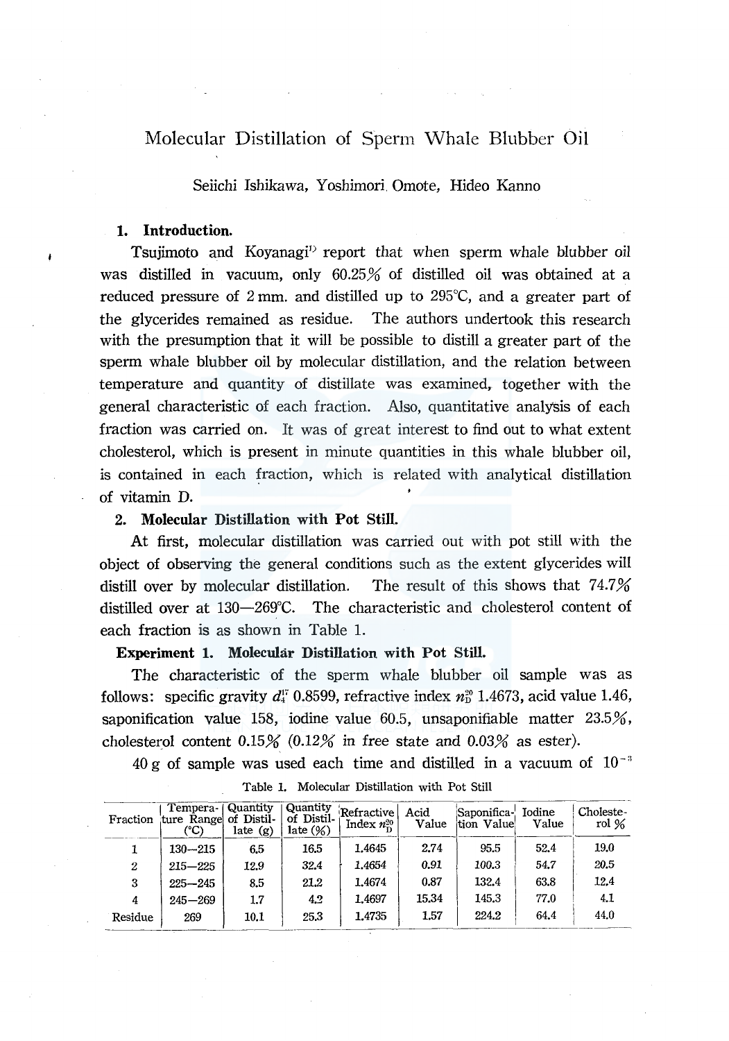# Molecular Distillation of Sperm Whale Blubber Oil

Seiichi Ishikawa, Yoshimori Omote, Hideo Kanno

## 1. Introduction.

Tsujimoto and Koyanagi[1] report that when sperm whale blubber oil was distilled in vacuum, only 60.25% of distilled oil was obtained at a reduced pressure of 2 mm. and distilled up to 295°C, and a greater part of the glycerides remained as residue. The authors undertook this research with the presumption that it will be possible to distill a greater part of the sperm whale blubber oil by molecular distillation, and the relation between temperature and quantity of distillate was examined, together with the general characteristic of each fraction. Also, quantitative analysis of each fraction was carried on. It was of great interest to find out to what extent cholesterol, which is present in minute quantities in this whale blubber oil, is contained in each fraction, which is related with analytical distillation of vitamin D.

## 2. Molecular Distillation with Pot Still.

At first, molecular distillation was carried out with pot still with the object of observing the general conditions such as the extent glycerides will distill over by molecular distillation. The result of this shows that 74.7% distilled over at 130—269°C. The characteristic and cholesterol content of each fraction is as shown in Table 1.

**Experiment 1. Molecular Distillation with Pot Still.**

The characteristic of the sperm whale blubber oil sample was as follows: specific gravity $d_4^{17}$ 0.8599, refractive index $n_D^{20}$ 1.4673, acid value 1.46, saponification value 158, iodine value 60.5, unsaponifiable matter 23.5%, cholesterol content 0.15% (0.12% in free state and 0.03% as ester).

40 g of sample was used each time and distilled in a vacuum of $10^{-3}$

Table 1. Molecular Distillation with Pot Still

| Fraction | Temperature Range (°C) | Quantity of Distillate (g) | Quantity of Distillate (%) | Refractive Index $n_D^{20}$ | Acid Value | Saponification Value | Iodine Value | Cholesterol % |
|---|---|---|---|---|---|---|---|---|
| 1 | 130—215 | 6.5 | 16.5 | 1.4645 | 2.74 | 95.5 | 52.4 | 19.0 |
| 2 | 215—225 | 12.9 | 32.4 | 1.4654 | 0.91 | 100.3 | 54.7 | 20.5 |
| 3 | 225—245 | 8.5 | 21.2 | 1.4674 | 0.87 | 132.4 | 63.8 | 12.4 |
| 4 | 245—269 | 1.7 | 4.2 | 1.4697 | 15.34 | 145.3 | 77.0 | 4.1 |
| Residue | 269 | 10.1 | 25.3 | 1.4735 | 1.57 | 224.2 | 64.4 | 44.0 |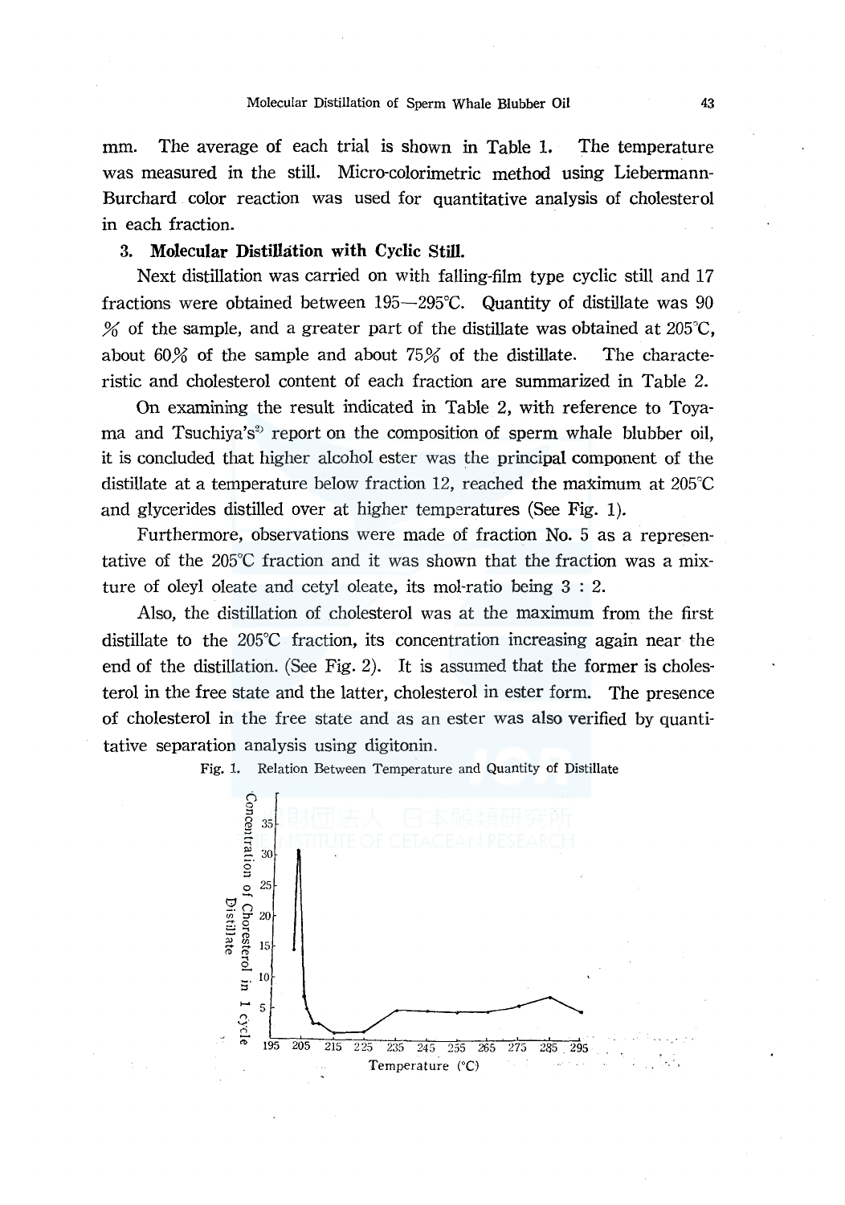mm. The average of each trial is shown in Table 1. The temperature was measured in the still. Micro-colorimetric method using Liebermann-Burchard color reaction was used for quantitative analysis of cholesterol in each fraction.

### 3. Molecular Distillation with Cyclic Still.

Next distillation was carried on with falling-film type cyclic still and 17 fractions were obtained between 195—295°C. Quantity of distillate was 90 % of the sample, and a greater part of the distillate was obtained at 205°C, about 60% of the sample and about 75% of the distillate. The characteristic and cholesterol content of each fraction are summarized in Table 2.

On examining the result indicated in Table 2, with reference to Toyama and Tsuchiya's[3] report on the composition of sperm whale blubber oil, it is concluded that higher alcohol ester was the principal component of the distillate at a temperature below fraction 12, reached the maximum at 205°C and glycerides distilled over at higher temperatures (See Fig. 1).

Furthermore, observations were made of fraction No. 5 as a representative of the 205°C fraction and it was shown that the fraction was a mixture of oleyl oleate and cetyl oleate, its mol-ratio being 3 : 2.

Also, the distillation of cholesterol was at the maximum from the first distillate to the 205°C fraction, its concentration increasing again near the end of the distillation. (See Fig. 2). It is assumed that the former is cholesterol in the free state and the latter, cholesterol in ester form. The presence of cholesterol in the free state and as an ester was also verified by quantitative separation analysis using digitonin.

Fig. 1. Relation Between Temperature and Quantity of Distillate

Concentration of Cholesterol in 1 cycle Distillate

Temperature (°C)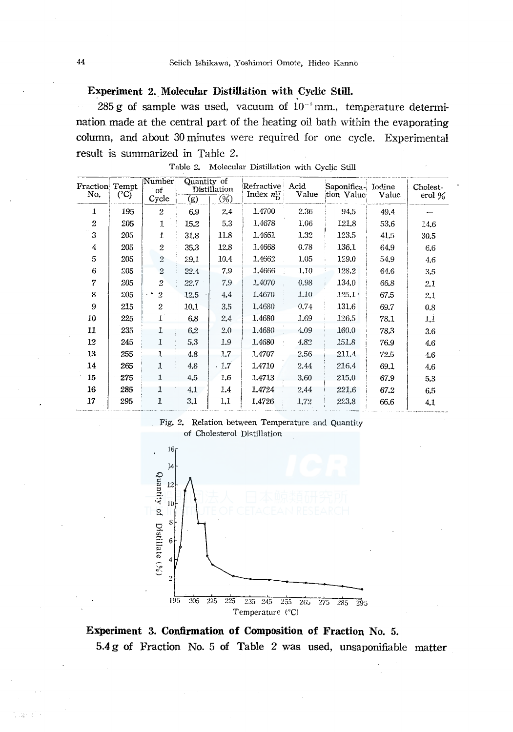**Experiment 2. Molecular Distillation with Cyclic Still.**

285 g of sample was used, vacuum of $10^{-3}$ mm., temperature determination made at the central part of the heating oil bath within the evaporating column, and about 30 minutes were required for one cycle. Experimental result is summarized in Table 2.

Table 2. Molecular Distillation with Cyclic Still

| Fraction No. | Tempt (°C) | Number of Cycle | Quantity of Distillation (g) | (%) | Refractive Index $n_D^{17}$ | Acid Value | Saponification Value | Iodine Value | Cholesterol % |
|---|---|---|---|---|---|---|---|---|---|
| 1 | 195 | 2 | 6.9 | 2.4 | 1.4700 | 2.36 | 94.5 | 49.4 | — |
| 2 | 205 | 1 | 15.2 | 5.3 | 1.4678 | 1.06 | 121.8 | 53.6 | 14.6 |
| 3 | 205 | 1 | 31.8 | 11.8 | 1.4661 | 1.32 | 123.5 | 41.5 | 30.5 |
| 4 | 205 | 2 | 35.3 | 12.8 | 1.4668 | 0.78 | 136.1 | 64.9 | 6.6 |
| 5 | 205 | 2 | 29.1 | 10.4 | 1.4662 | 1.05 | 129.0 | 54.9 | 4.6 |
| 6 | 205 | 2 | 22.4 | 7.9 | 1.4666 | 1.10 | 128.2 | 64.6 | 3.5 |
| 7 | 205 | 2 | 22.7 | 7.9 | 1.4070 | 0.98 | 134.0 | 66.8 | 2.1 |
| 8 | 205 | 2 | 12.5 | 4.4 | 1.4670 | 1.10 | 125.1 | 67.5 | 2.1 |
| 9 | 215 | 2 | 10.1 | 3.5 | 1.4680 | 0.74 | 131.6 | 69.7 | 0.8 |
| 10 | 225 | 1 | 6.8 | 2.4 | 1.4680 | 1.69 | 126.5 | 78.1 | 1.1 |
| 11 | 235 | 1 | 6.2 | 2.0 | 1.4680 | 4.09 | 160.0 | 78.3 | 3.6 |
| 12 | 245 | 1 | 5.3 | 1.9 | 1.4680 | 4.82 | 151.8 | 76.9 | 4.6 |
| 13 | 255 | 1 | 4.8 | 1.7 | 1.4707 | 2.56 | 211.4 | 72.5 | 4.6 |
| 14 | 265 | 1 | 4.8 | 1.7 | 1.4710 | 2.44 | 216.4 | 69.1 | 4.6 |
| 15 | 275 | 1 | 4.5 | 1.6 | 1.4713 | 3.60 | 215.0 | 67.9 | 5.3 |
| 16 | 285 | 1 | 4.1 | 1.4 | 1.4724 | 2.44 | 221.6 | 67.2 | 6.5 |
| 17 | 295 | 1 | 3.1 | 1.1 | 1.4726 | 1.72 | 223.8 | 66.6 | 4.1 |

Fig. 2. Relation between Temperature and Quantity of Cholesterol Distillation

**Experiment 3. Confirmation of Composition of Fraction No. 5.**

5.4 g of Fraction No. 5 of Table 2 was used, unsaponifiable matter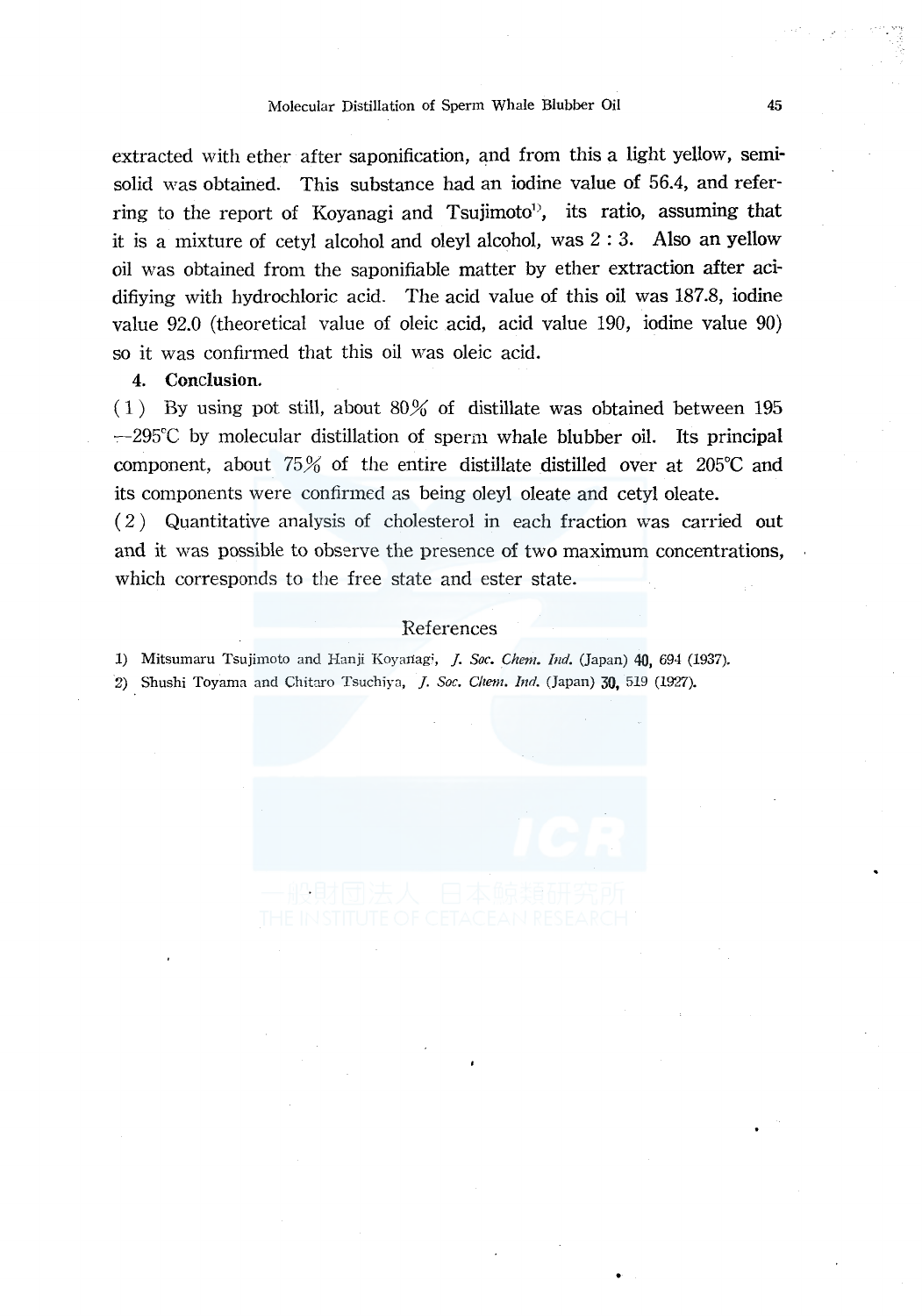extracted with ether after saponification, and from this a light yellow, semi-solid was obtained. This substance had an iodine value of 56.4, and referring to the report of Koyanagi and Tsujimoto[1], its ratio, assuming that it is a mixture of cetyl alcohol and oleyl alcohol, was 2 : 3. Also an yellow oil was obtained from the saponifiable matter by ether extraction after acidifiying with hydrochloric acid. The acid value of this oil was 187.8, iodine value 92.0 (theoretical value of oleic acid, acid value 190, iodine value 90) so it was confirmed that this oil was oleic acid.

## 4. Conclusion.

(1) By using pot still, about 80% of distillate was obtained between 195—295°C by molecular distillation of sperm whale blubber oil. Its principal component, about 75% of the entire distillate distilled over at 205°C and its components were confirmed as being oleyl oleate and cetyl oleate.

(2) Quantitative analysis of cholesterol in each fraction was carried out and it was possible to observe the presence of two maximum concentrations, which corresponds to the free state and ester state.

## References

1) Mitsumaru Tsujimoto and Hanji Koyanagi, *J. Soc. Chem. Ind.* (Japan) **40**, 694 (1937).
2) Shushi Toyama and Chitaro Tsuchiya, *J. Soc. Chem. Ind.* (Japan) **30**, 519 (1927).